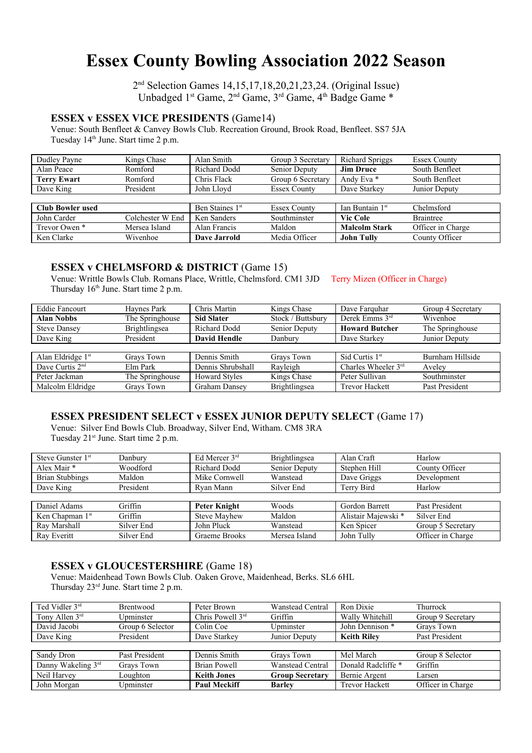# Essex County Bowling Association 2022 Season

2nd Selection Games 14,15,17,18,20,21,23,24. (Original Issue)
Unbadged 1st Game, 2nd Game, 3rd Game, 4th Badge Game *

### ESSEX v ESSEX VICE PRESIDENTS (Game14)

Venue: South Benfleet & Canvey Bowls Club. Recreation Ground, Brook Road, Benfleet. SS7 5JA
Tuesday 14th June. Start time 2 p.m.

| | | | | | |
|---|---|---|---|---|---|
| Dudley Payne | Kings Chase | Alan Smith | Group 3 Secretary | Richard Spriggs | Essex County |
| Alan Peace | Romford | Richard Dodd | Senior Deputy | **Jim Druce** | South Benfleet |
| **Terry Ewart** | Romford | Chris Flack | Group 6 Secretary | Andy Eva * | South Benfleet |
| Dave King | President | John Lloyd | Essex County | Dave Starkey | Junior Deputy |

| | | | | | |
|---|---|---|---|---|---|
| **Club Bowler used** | | Ben Staines 1st | Essex County | Ian Buntain 1st | Chelmsford |
| John Carder | Colchester W End | Ken Sanders | Southminster | **Vic Cole** | Braintree |
| Trevor Owen * | Mersea Island | Alan Francis | Maldon | **Malcolm Stark** | Officer in Charge |
| Ken Clarke | Wivenhoe | **Dave Jarrold** | Media Officer | **John Tully** | County Officer |

### ESSEX v CHELMSFORD & DISTRICT (Game 15)

Venue: Writtle Bowls Club. Romans Place, Writtle, Chelmsford. CM1 3JD Terry Mizen (Officer in Charge)
Thursday 16th June. Start time 2 p.m.

| | | | | | |
|---|---|---|---|---|---|
| Eddie Fancourt | Haynes Park | Chris Martin | Kings Chase | Dave Farquhar | Group 4 Secretary |
| **Alan Nobbs** | The Springhouse | **Sid Slater** | Stock / Buttsbury | Derek Emms 3rd | Wivenhoe |
| Steve Dansey | Brightlingsea | Richard Dodd | Senior Deputy | **Howard Butcher** | The Springhouse |
| Dave King | President | **David Hendle** | Danbury | Dave Starkey | Junior Deputy |

| | | | | | |
|---|---|---|---|---|---|
| Alan Eldridge 1st | Grays Town | Dennis Smith | Grays Town | Sid Curtis 1st | Burnham Hillside |
| Dave Curtis 2nd | Elm Park | Dennis Shrubshall | Rayleigh | Charles Wheeler 3rd | Aveley |
| Peter Jackman | The Springhouse | Howard Styles | Kings Chase | Peter Sullivan | Southminster |
| Malcolm Eldridge | Grays Town | Graham Dansey | Brightlingsea | Trevor Hackett | Past President |

### ESSEX PRESIDENT SELECT v ESSEX JUNIOR DEPUTY SELECT (Game 17)

Venue: Silver End Bowls Club. Broadway, Silver End, Witham. CM8 3RA
Tuesday 21st June. Start time 2 p.m.

| | | | | | |
|---|---|---|---|---|---|
| Steve Gunster 1st | Danbury | Ed Mercer 3rd | Brightlingsea | Alan Craft | Harlow |
| Alex Mair * | Woodford | Richard Dodd | Senior Deputy | Stephen Hill | County Officer |
| Brian Stubbings | Maldon | Mike Cornwell | Wanstead | Dave Griggs | Development |
| Dave King | President | Ryan Mann | Silver End | Terry Bird | Harlow |

| | | | | | |
|---|---|---|---|---|---|
| Daniel Adams | Griffin | **Peter Knight** | Woods | Gordon Barrett | Past President |
| Ken Chapman 1st | Griffin | Steve Mayhew | Maldon | Alistair Majewski * | Silver End |
| Ray Marshall | Silver End | John Pluck | Wanstead | Ken Spicer | Group 5 Secretary |
| Ray Everitt | Silver End | Graeme Brooks | Mersea Island | John Tully | Officer in Charge |

### ESSEX v GLOUCESTERSHIRE (Game 18)

Venue: Maidenhead Town Bowls Club. Oaken Grove, Maidenhead, Berks. SL6 6HL
Thursday 23rd June. Start time 2 p.m.

| | | | | | |
|---|---|---|---|---|---|
| Ted Vidler 3rd | Brentwood | Peter Brown | Wanstead Central | Ron Dixie | Thurrock |
| Tony Allen 3rd | Upminster | Chris Powell 3rd | Griffin | Wally Whitehill | Group 9 Secretary |
| David Jacobi | Group 6 Selector | Colin Coe | Upminster | John Dennison * | Grays Town |
| Dave King | President | Dave Starkey | Junior Deputy | **Keith Riley** | Past President |

| | | | | | |
|---|---|---|---|---|---|
| Sandy Dron | Past President | Dennis Smith | Grays Town | Mel March | Group 8 Selector |
| Danny Wakeling 3rd | Grays Town | Brian Powell | Wanstead Central | Donald Radcliffe * | Griffin |
| Neil Harvey | Loughton | **Keith Jones** | **Group Secretary** | Bernie Argent | Larsen |
| John Morgan | Upminster | **Paul Meckiff** | **Barley** | Trevor Hackett | Officer in Charge |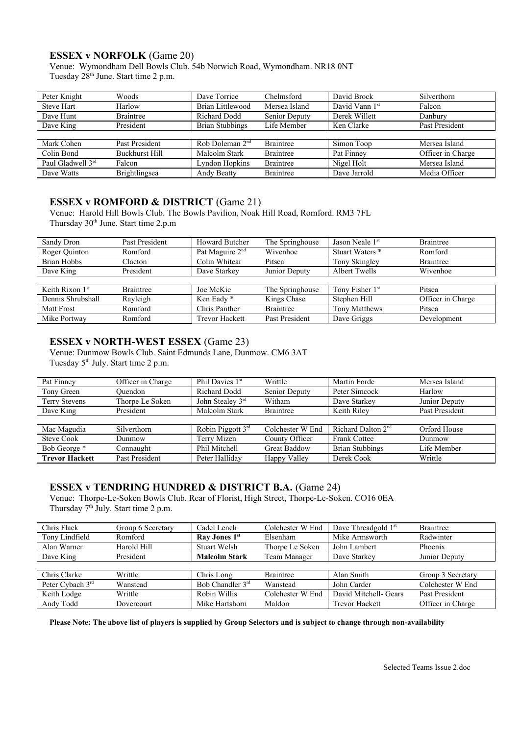## ESSEX v NORFOLK (Game 20)

Venue: Wymondham Dell Bowls Club. 54b Norwich Road, Wymondham. NR18 0NT
Tuesday 28th June. Start time 2 p.m.

| | | | | | |
|---|---|---|---|---|---|
| Peter Knight | Woods | Dave Torrice | Chelmsford | David Brock | Silverthorn |
| Steve Hart | Harlow | Brian Littlewood | Mersea Island | David Vann 1st | Falcon |
| Dave Hunt | Braintree | Richard Dodd | Senior Deputy | Derek Willett | Danbury |
| Dave King | President | Brian Stubbings | Life Member | Ken Clarke | Past President |
| | | | | | |
| Mark Cohen | Past President | Rob Doleman 2nd | Braintree | Simon Toop | Mersea Island |
| Colin Bond | Buckhurst Hill | Malcolm Stark | Braintree | Pat Finney | Officer in Charge |
| Paul Gladwell 3rd | Falcon | Lyndon Hopkins | Braintree | Nigel Holt | Mersea Island |
| Dave Watts | Brightlingsea | Andy Beatty | Braintree | Dave Jarrold | Media Officer |

## ESSEX v ROMFORD & DISTRICT (Game 21)

Venue: Harold Hill Bowls Club. The Bowls Pavilion, Noak Hill Road, Romford. RM3 7FL
Thursday 30th June. Start time 2.p.m

| | | | | | |
|---|---|---|---|---|---|
| Sandy Dron | Past President | Howard Butcher | The Springhouse | Jason Neale 1st | Braintree |
| Roger Quinton | Romford | Pat Maguire 2nd | Wivenhoe | Stuart Waters * | Romford |
| Brian Hobbs | Clacton | Colin Whitear | Pitsea | Tony Skingley | Braintree |
| Dave King | President | Dave Starkey | Junior Deputy | Albert Twells | Wivenhoe |
| | | | | | |
| Keith Rixon 1st | Braintree | Joe McKie | The Springhouse | Tony Fisher 1st | Pitsea |
| Dennis Shrubshall | Rayleigh | Ken Eady * | Kings Chase | Stephen Hill | Officer in Charge |
| Matt Frost | Romford | Chris Panther | Braintree | Tony Matthews | Pitsea |
| Mike Portway | Romford | Trevor Hackett | Past President | Dave Griggs | Development |

## ESSEX v NORTH-WEST ESSEX (Game 23)

Venue: Dunmow Bowls Club. Saint Edmunds Lane, Dunmow. CM6 3AT
Tuesday 5th July. Start time 2 p.m.

| | | | | | |
|---|---|---|---|---|---|
| Pat Finney | Officer in Charge | Phil Davies 1st | Writtle | Martin Forde | Mersea Island |
| Tony Green | Quendon | Richard Dodd | Senior Deputy | Peter Simcock | Harlow |
| Terry Stevens | Thorpe Le Soken | John Stealey 3rd | Witham | Dave Starkey | Junior Deputy |
| Dave King | President | Malcolm Stark | Braintree | Keith Riley | Past President |
| | | | | | |
| Mac Magudia | Silverthorn | Robin Piggott 3rd | Colchester W End | Richard Dalton 2nd | Orford House |
| Steve Cook | Dunmow | Terry Mizen | County Officer | Frank Cottee | Dunmow |
| Bob George * | Connaught | Phil Mitchell | Great Baddow | Brian Stubbings | Life Member |
| **Trevor Hackett** | Past President | Peter Halliday | Happy Valley | Derek Cook | Writtle |

## ESSEX v TENDRING HUNDRED & DISTRICT B.A. (Game 24)

Venue: Thorpe-Le-Soken Bowls Club. Rear of Florist, High Street, Thorpe-Le-Soken. CO16 0EA
Thursday 7th July. Start time 2 p.m.

| | | | | | |
|---|---|---|---|---|---|
| Chris Flack | Group 6 Secretary | Cadel Lench | Colchester W End | Dave Threadgold 1st | Braintree |
| Tony Lindfield | Romford | **Ray Jones 1st** | Elsenham | Mike Armsworth | Radwinter |
| Alan Warner | Harold Hill | Stuart Welsh | Thorpe Le Soken | John Lambert | Phoenix |
| Dave King | President | **Malcolm Stark** | Team Manager | Dave Starkey | Junior Deputy |
| | | | | | |
| Chris Clarke | Writtle | Chris Long | Braintree | Alan Smith | Group 3 Secretary |
| Peter Cybach 3rd | Wanstead | Bob Chandler 3rd | Wanstead | John Carder | Colchester W End |
| Keith Lodge | Writtle | Robin Willis | Colchester W End | David Mitchell- Gears | Past President |
| Andy Todd | Dovercourt | Mike Hartshorn | Maldon | Trevor Hackett | Officer in Charge |

**Please Note: The above list of players is supplied by Group Selectors and is subject to change through non-availability**